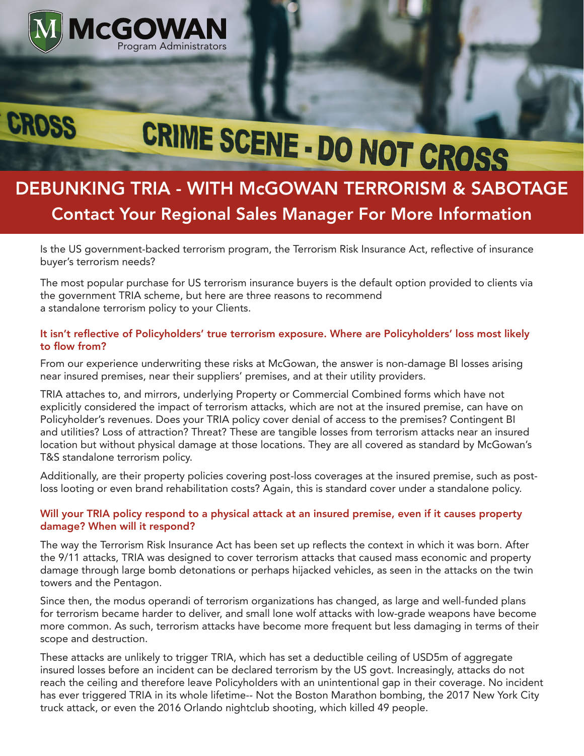# DEBUNKING TRIA - WITH McGOWAN TERRORISM & SABOTAGE

## Contact Your Regional Sales Manager For More Information

Is the US government-backed terrorism program, the Terrorism Risk Insurance Act, reflective of insurance buyer's terrorism needs?

The most popular purchase for US terrorism insurance buyers is the default option provided to clients via the government TRIA scheme, but here are three reasons to recommend a standalone terrorism policy to your Clients.

### It isn't reflective of Policyholders' true terrorism exposure. Where are Policyholders' loss most likely to flow from?

From our experience underwriting these risks at McGowan, the answer is non-damage BI losses arising near insured premises, near their suppliers' premises, and at their utility providers.

TRIA attaches to, and mirrors, underlying Property or Commercial Combined forms which have not explicitly considered the impact of terrorism attacks, which are not at the insured premise, can have on Policyholder's revenues. Does your TRIA policy cover denial of access to the premises? Contingent BI and utilities? Loss of attraction? Threat? These are tangible losses from terrorism attacks near an insured location but without physical damage at those locations. They are all covered as standard by McGowan's T&S standalone terrorism policy.

Additionally, are their property policies covering post-loss coverages at the insured premise, such as post-loss looting or even brand rehabilitation costs? Again, this is standard cover under a standalone policy.

### Will your TRIA policy respond to a physical attack at an insured premise, even if it causes property damage? When will it respond?

The way the Terrorism Risk Insurance Act has been set up reflects the context in which it was born. After the 9/11 attacks, TRIA was designed to cover terrorism attacks that caused mass economic and property damage through large bomb detonations or perhaps hijacked vehicles, as seen in the attacks on the twin towers and the Pentagon.

Since then, the modus operandi of terrorism organizations has changed, as large and well-funded plans for terrorism became harder to deliver, and small lone wolf attacks with low-grade weapons have become more common. As such, terrorism attacks have become more frequent but less damaging in terms of their scope and destruction.

These attacks are unlikely to trigger TRIA, which has set a deductible ceiling of USD5m of aggregate insured losses before an incident can be declared terrorism by the US govt. Increasingly, attacks do not reach the ceiling and therefore leave Policyholders with an unintentional gap in their coverage. No incident has ever triggered TRIA in its whole lifetime-- Not the Boston Marathon bombing, the 2017 New York City truck attack, or even the 2016 Orlando nightclub shooting, which killed 49 people.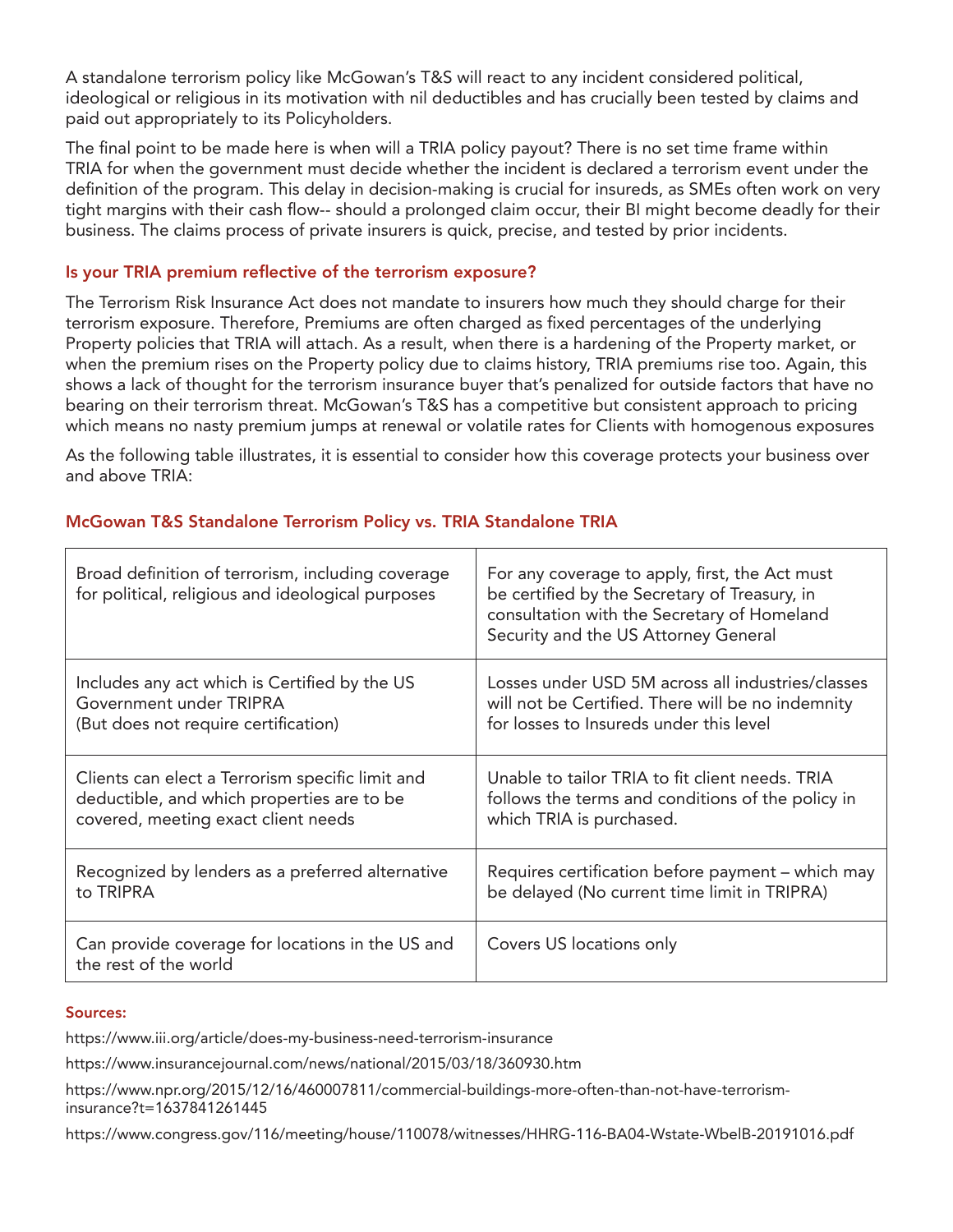A standalone terrorism policy like McGowan's T&S will react to any incident considered political, ideological or religious in its motivation with nil deductibles and has crucially been tested by claims and paid out appropriately to its Policyholders.

The final point to be made here is when will a TRIA policy payout? There is no set time frame within TRIA for when the government must decide whether the incident is declared a terrorism event under the definition of the program. This delay in decision-making is crucial for insureds, as SMEs often work on very tight margins with their cash flow-- should a prolonged claim occur, their BI might become deadly for their business. The claims process of private insurers is quick, precise, and tested by prior incidents.

### Is your TRIA premium reflective of the terrorism exposure?

The Terrorism Risk Insurance Act does not mandate to insurers how much they should charge for their terrorism exposure. Therefore, Premiums are often charged as fixed percentages of the underlying Property policies that TRIA will attach. As a result, when there is a hardening of the Property market, or when the premium rises on the Property policy due to claims history, TRIA premiums rise too. Again, this shows a lack of thought for the terrorism insurance buyer that's penalized for outside factors that have no bearing on their terrorism threat. McGowan's T&S has a competitive but consistent approach to pricing which means no nasty premium jumps at renewal or volatile rates for Clients with homogenous exposures

As the following table illustrates, it is essential to consider how this coverage protects your business over and above TRIA:

### McGowan T&S Standalone Terrorism Policy vs. TRIA Standalone TRIA

| | |
|---|---|
| Broad definition of terrorism, including coverage for political, religious and ideological purposes | For any coverage to apply, first, the Act must be certified by the Secretary of Treasury, in consultation with the Secretary of Homeland Security and the US Attorney General |
| Includes any act which is Certified by the US Government under TRIPRA (But does not require certification) | Losses under USD 5M across all industries/classes will not be Certified. There will be no indemnity for losses to Insureds under this level |
| Clients can elect a Terrorism specific limit and deductible, and which properties are to be covered, meeting exact client needs | Unable to tailor TRIA to fit client needs. TRIA follows the terms and conditions of the policy in which TRIA is purchased. |
| Recognized by lenders as a preferred alternative to TRIPRA | Requires certification before payment – which may be delayed (No current time limit in TRIPRA) |
| Can provide coverage for locations in the US and the rest of the world | Covers US locations only |

**Sources:**

https://www.iii.org/article/does-my-business-need-terrorism-insurance

https://www.insurancejournal.com/news/national/2015/03/18/360930.htm

https://www.npr.org/2015/12/16/460007811/commercial-buildings-more-often-than-not-have-terrorism-insurance?t=1637841261445

https://www.congress.gov/116/meeting/house/110078/witnesses/HHRG-116-BA04-Wstate-WbelB-20191016.pdf